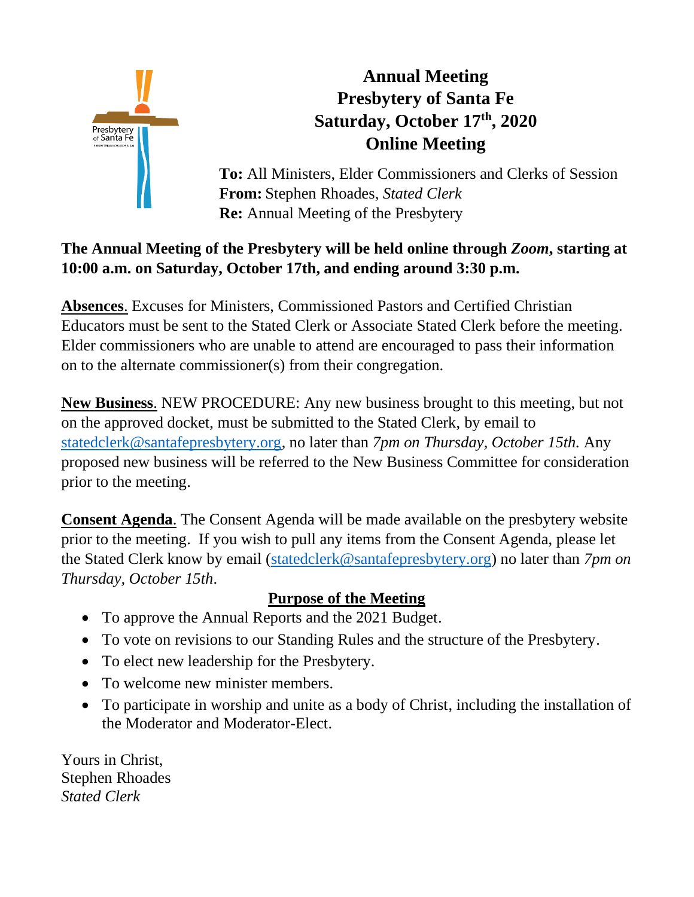# Annual Meeting
# Presbytery of Santa Fe
# Saturday, October 17th, 2020
# Online Meeting

**To:** All Ministers, Elder Commissioners and Clerks of Session
**From:** Stephen Rhoades, *Stated Clerk*
**Re:** Annual Meeting of the Presbytery

**The Annual Meeting of the Presbytery will be held online through *Zoom*, starting at 10:00 a.m. on Saturday, October 17th, and ending around 3:30 p.m.**

**Absences**. Excuses for Ministers, Commissioned Pastors and Certified Christian Educators must be sent to the Stated Clerk or Associate Stated Clerk before the meeting. Elder commissioners who are unable to attend are encouraged to pass their information on to the alternate commissioner(s) from their congregation.

**New Business**. NEW PROCEDURE: Any new business brought to this meeting, but not on the approved docket, must be submitted to the Stated Clerk, by email to statedclerk@santafepresbytery.org, no later than *7pm on Thursday, October 15th.* Any proposed new business will be referred to the New Business Committee for consideration prior to the meeting.

**Consent Agenda**. The Consent Agenda will be made available on the presbytery website prior to the meeting. If you wish to pull any items from the Consent Agenda, please let the Stated Clerk know by email (statedclerk@santafepresbytery.org) no later than *7pm on Thursday, October 15th*.

## Purpose of the Meeting

- To approve the Annual Reports and the 2021 Budget.
- To vote on revisions to our Standing Rules and the structure of the Presbytery.
- To elect new leadership for the Presbytery.
- To welcome new minister members.
- To participate in worship and unite as a body of Christ, including the installation of the Moderator and Moderator-Elect.

Yours in Christ,
Stephen Rhoades
*Stated Clerk*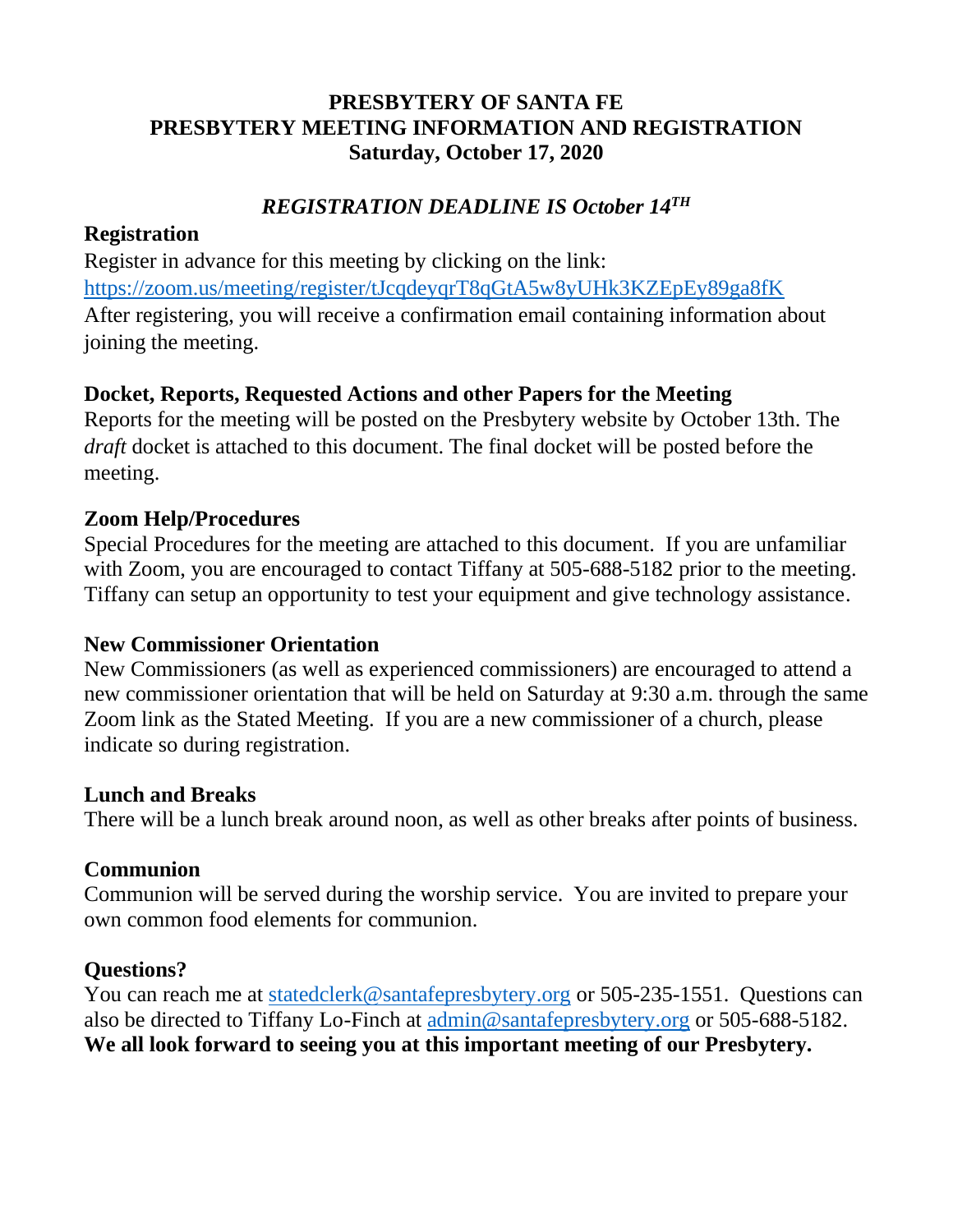**PRESBYTERY OF SANTA FE**
**PRESBYTERY MEETING INFORMATION AND REGISTRATION**
**Saturday, October 17, 2020**

***REGISTRATION DEADLINE IS October 14TH***

### Registration

Register in advance for this meeting by clicking on the link:
https://zoom.us/meeting/register/tJcqdeyqrT8qGtA5w8yUHk3KZEpEy89ga8fK
After registering, you will receive a confirmation email containing information about joining the meeting.

### Docket, Reports, Requested Actions and other Papers for the Meeting

Reports for the meeting will be posted on the Presbytery website by October 13th. The *draft* docket is attached to this document. The final docket will be posted before the meeting.

### Zoom Help/Procedures

Special Procedures for the meeting are attached to this document. If you are unfamiliar with Zoom, you are encouraged to contact Tiffany at 505-688-5182 prior to the meeting. Tiffany can setup an opportunity to test your equipment and give technology assistance.

### New Commissioner Orientation

New Commissioners (as well as experienced commissioners) are encouraged to attend a new commissioner orientation that will be held on Saturday at 9:30 a.m. through the same Zoom link as the Stated Meeting. If you are a new commissioner of a church, please indicate so during registration.

### Lunch and Breaks

There will be a lunch break around noon, as well as other breaks after points of business.

### Communion

Communion will be served during the worship service. You are invited to prepare your own common food elements for communion.

### Questions?

You can reach me at statedclerk@santafepresbytery.org or 505-235-1551. Questions can also be directed to Tiffany Lo-Finch at admin@santafepresbytery.org or 505-688-5182.
**We all look forward to seeing you at this important meeting of our Presbytery.**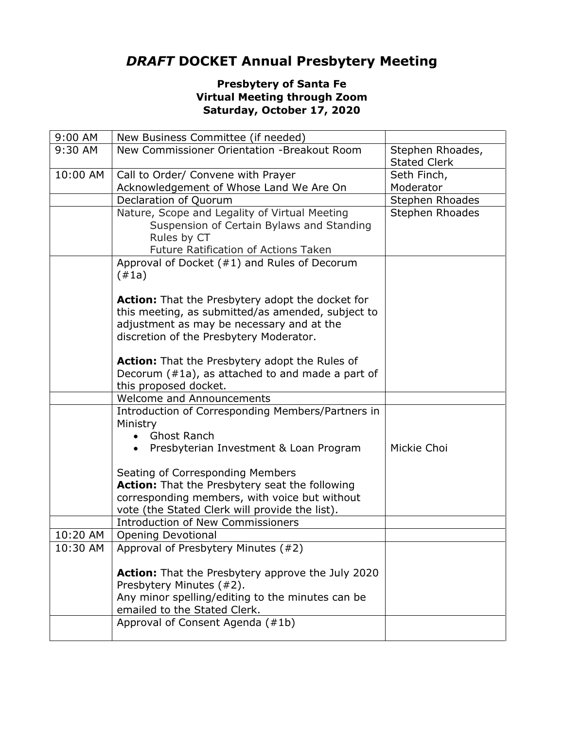# *DRAFT* DOCKET Annual Presbytery Meeting

### Presbytery of Santa Fe
### Virtual Meeting through Zoom
### Saturday, October 17, 2020

| | | |
|---|---|---|
| 9:00 AM | New Business Committee (if needed) | |
| 9:30 AM | New Commissioner Orientation -Breakout Room | Stephen Rhoades, Stated Clerk |
| 10:00 AM | Call to Order/ Convene with Prayer<br>Acknowledgement of Whose Land We Are On | Seth Finch, Moderator |
| | Declaration of Quorum | Stephen Rhoades |
| | Nature, Scope and Legality of Virtual Meeting<br>Suspension of Certain Bylaws and Standing Rules by CT<br>Future Ratification of Actions Taken | Stephen Rhoades |
| | Approval of Docket (#1) and Rules of Decorum (#1a)<br><br>**Action:** That the Presbytery adopt the docket for this meeting, as submitted/as amended, subject to adjustment as may be necessary and at the discretion of the Presbytery Moderator.<br><br>**Action:** That the Presbytery adopt the Rules of Decorum (#1a), as attached to and made a part of this proposed docket. | |
| | Welcome and Announcements | |
| | Introduction of Corresponding Members/Partners in Ministry<br>• Ghost Ranch<br>• Presbyterian Investment & Loan Program<br><br>Seating of Corresponding Members<br>**Action:** That the Presbytery seat the following corresponding members, with voice but without vote (the Stated Clerk will provide the list). | Mickie Choi |
| | Introduction of New Commissioners | |
| 10:20 AM | Opening Devotional | |
| 10:30 AM | Approval of Presbytery Minutes (#2)<br><br>**Action:** That the Presbytery approve the July 2020 Presbytery Minutes (#2).<br>Any minor spelling/editing to the minutes can be emailed to the Stated Clerk. | |
| | Approval of Consent Agenda (#1b) | |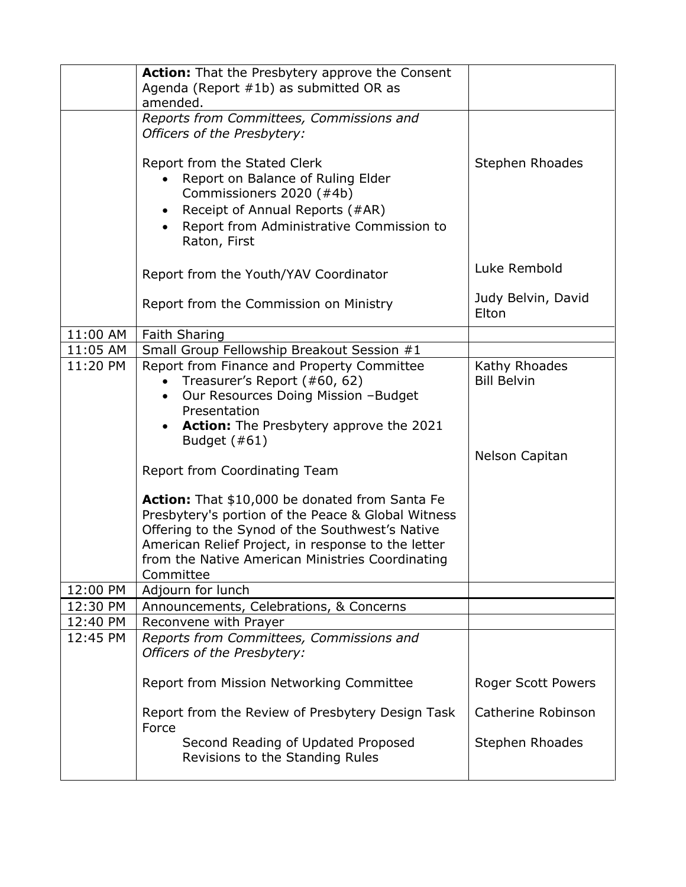| | | |
|---|---|---|
| | **Action:** That the Presbytery approve the Consent Agenda (Report #1b) as submitted OR as amended. | |
| | *Reports from Committees, Commissions and Officers of the Presbytery:*<br><br>Report from the Stated Clerk<br>• Report on Balance of Ruling Elder Commissioners 2020 (#4b)<br>• Receipt of Annual Reports (#AR)<br>• Report from Administrative Commission to Raton, First<br><br>Report from the Youth/YAV Coordinator<br><br>Report from the Commission on Ministry | <br><br><br>Stephen Rhoades<br><br><br><br><br><br>Luke Rembold<br><br>Judy Belvin, David Elton |
| 11:00 AM | Faith Sharing | |
| 11:05 AM | Small Group Fellowship Breakout Session #1 | |
| 11:20 PM | Report from Finance and Property Committee<br>• Treasurer's Report (#60, 62)<br>• Our Resources Doing Mission –Budget Presentation<br>• **Action:** The Presbytery approve the 2021 Budget (#61)<br><br>Report from Coordinating Team<br><br>**Action:** That $10,000 be donated from Santa Fe Presbytery's portion of the Peace & Global Witness Offering to the Synod of the Southwest's Native American Relief Project, in response to the letter from the Native American Ministries Coordinating Committee | Kathy Rhoades<br>Bill Belvin<br><br><br><br><br>Nelson Capitan |
| 12:00 PM | Adjourn for lunch | |
| 12:30 PM | Announcements, Celebrations, & Concerns | |
| 12:40 PM | Reconvene with Prayer | |
| 12:45 PM | *Reports from Committees, Commissions and Officers of the Presbytery:*<br><br>Report from Mission Networking Committee<br><br>Report from the Review of Presbytery Design Task Force<br>Second Reading of Updated Proposed Revisions to the Standing Rules | <br><br><br>Roger Scott Powers<br><br>Catherine Robinson<br><br>Stephen Rhoades |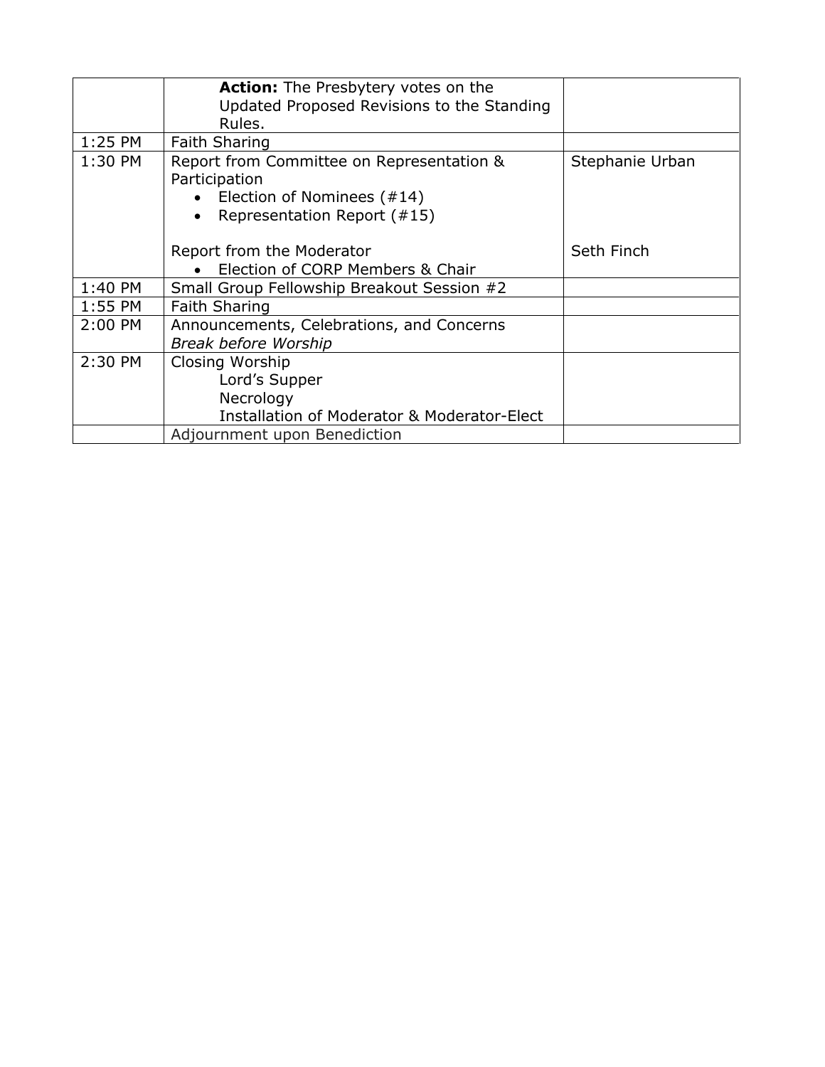| | | |
|---|---|---|
| | **Action:** The Presbytery votes on the Updated Proposed Revisions to the Standing Rules. | |
| 1:25 PM | Faith Sharing | |
| 1:30 PM | Report from Committee on Representation & Participation<br>• Election of Nominees (#14)<br>• Representation Report (#15)<br><br>Report from the Moderator<br>• Election of CORP Members & Chair | Stephanie Urban<br><br><br><br>Seth Finch |
| 1:40 PM | Small Group Fellowship Breakout Session #2 | |
| 1:55 PM | Faith Sharing | |
| 2:00 PM | Announcements, Celebrations, and Concerns<br>*Break before Worship* | |
| 2:30 PM | Closing Worship<br>Lord's Supper<br>Necrology<br>Installation of Moderator & Moderator-Elect | |
| | Adjournment upon Benediction | |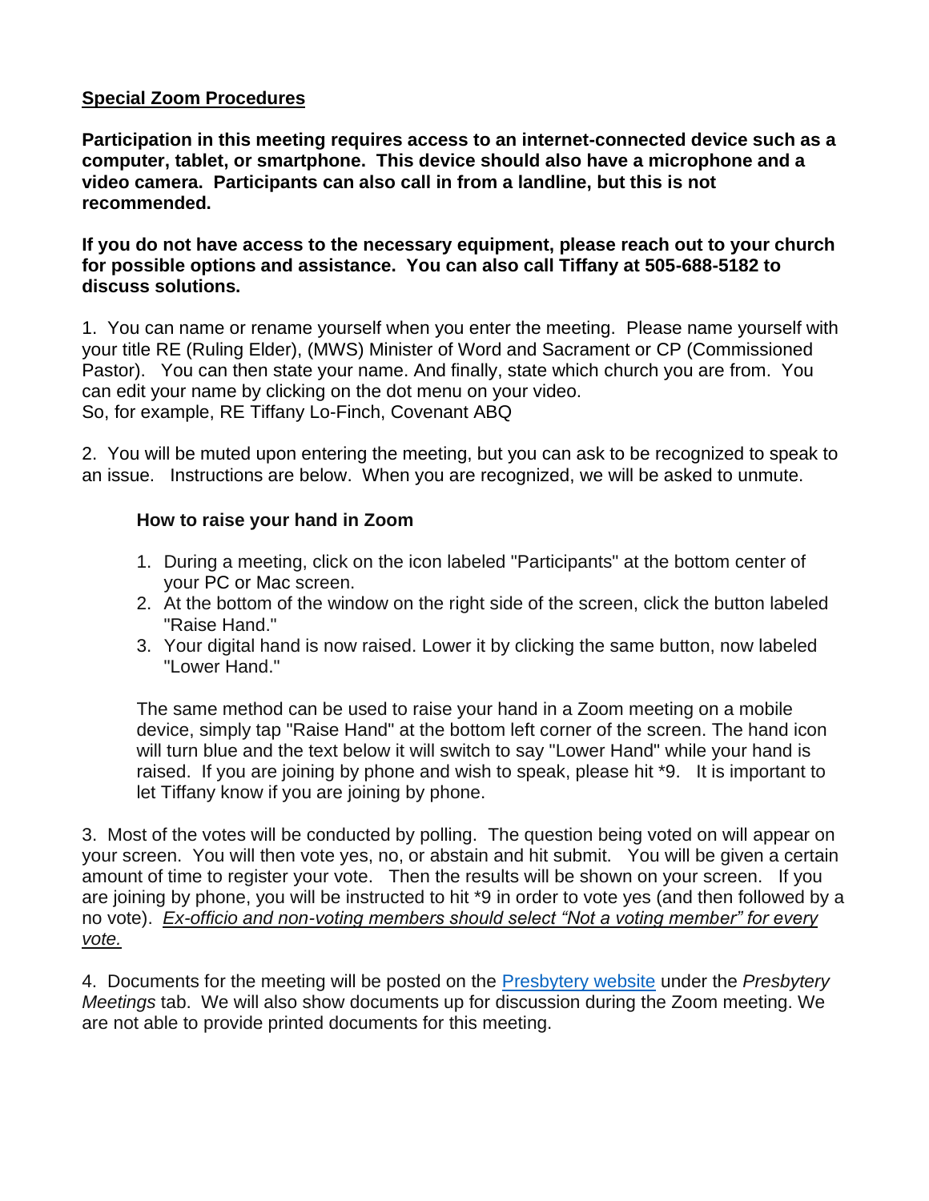**<u>Special Zoom Procedures</u>**

**Participation in this meeting requires access to an internet-connected device such as a computer, tablet, or smartphone. This device should also have a microphone and a video camera. Participants can also call in from a landline, but this is not recommended.**

**If you do not have access to the necessary equipment, please reach out to your church for possible options and assistance. You can also call Tiffany at 505-688-5182 to discuss solutions.**

1. You can name or rename yourself when you enter the meeting. Please name yourself with your title RE (Ruling Elder), (MWS) Minister of Word and Sacrament or CP (Commissioned Pastor). You can then state your name. And finally, state which church you are from. You can edit your name by clicking on the dot menu on your video.
So, for example, RE Tiffany Lo-Finch, Covenant ABQ

2. You will be muted upon entering the meeting, but you can ask to be recognized to speak to an issue. Instructions are below. When you are recognized, we will be asked to unmute.

**How to raise your hand in Zoom**

1. During a meeting, click on the icon labeled "Participants" at the bottom center of your PC or Mac screen.
2. At the bottom of the window on the right side of the screen, click the button labeled "Raise Hand."
3. Your digital hand is now raised. Lower it by clicking the same button, now labeled "Lower Hand."

The same method can be used to raise your hand in a Zoom meeting on a mobile device, simply tap "Raise Hand" at the bottom left corner of the screen. The hand icon will turn blue and the text below it will switch to say "Lower Hand" while your hand is raised. If you are joining by phone and wish to speak, please hit *9. It is important to let Tiffany know if you are joining by phone.

3. Most of the votes will be conducted by polling. The question being voted on will appear on your screen. You will then vote yes, no, or abstain and hit submit. You will be given a certain amount of time to register your vote. Then the results will be shown on your screen. If you are joining by phone, you will be instructed to hit *9 in order to vote yes (and then followed by a no vote). *<u>Ex-officio and non-voting members should select "Not a voting member" for every vote.</u>*

4. Documents for the meeting will be posted on the Presbytery website under the *Presbytery Meetings* tab. We will also show documents up for discussion during the Zoom meeting. We are not able to provide printed documents for this meeting.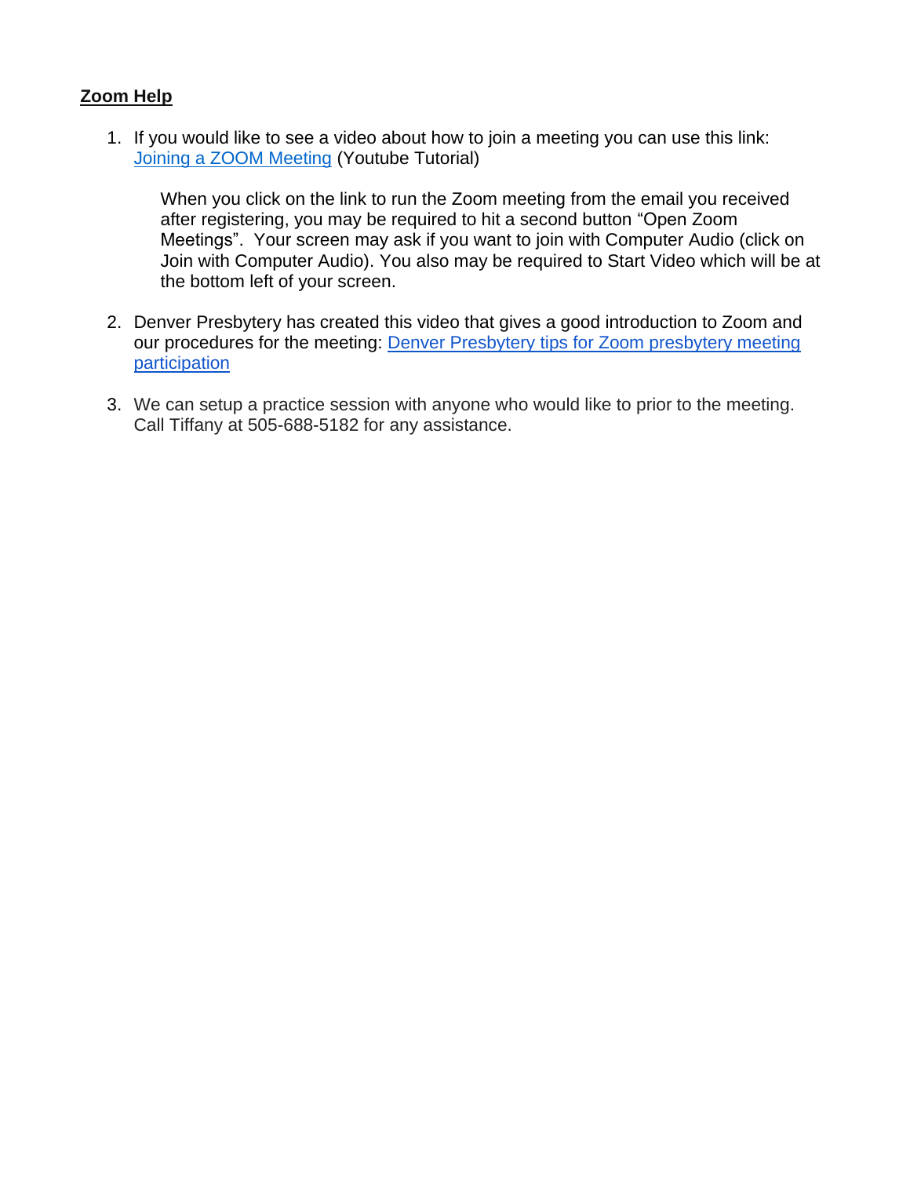**Zoom Help**

1. If you would like to see a video about how to join a meeting you can use this link: Joining a ZOOM Meeting (Youtube Tutorial)

   When you click on the link to run the Zoom meeting from the email you received after registering, you may be required to hit a second button "Open Zoom Meetings". Your screen may ask if you want to join with Computer Audio (click on Join with Computer Audio). You also may be required to Start Video which will be at the bottom left of your screen.

2. Denver Presbytery has created this video that gives a good introduction to Zoom and our procedures for the meeting: Denver Presbytery tips for Zoom presbytery meeting participation

3. We can setup a practice session with anyone who would like to prior to the meeting. Call Tiffany at 505-688-5182 for any assistance.